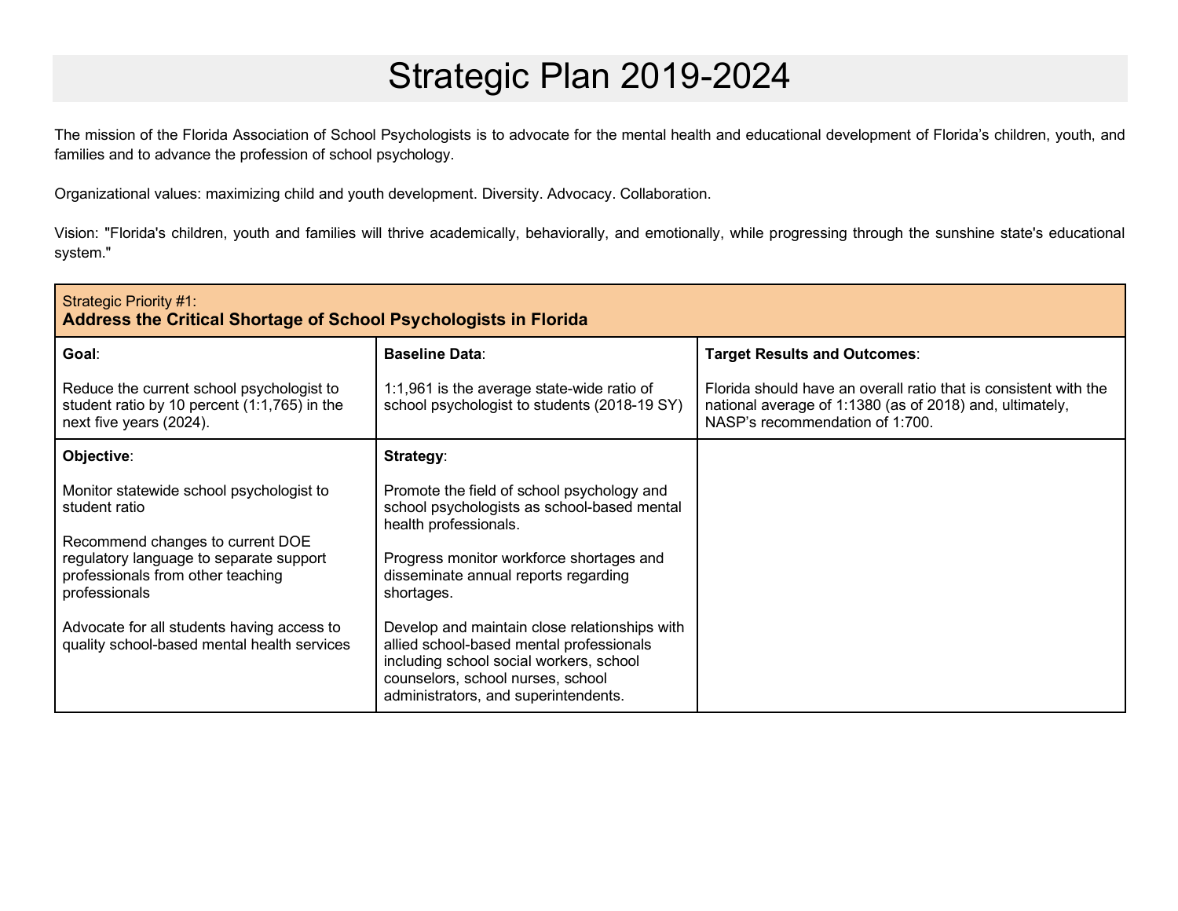# Strategic Plan 2019-2024

The mission of the Florida Association of School Psychologists is to advocate for the mental health and educational development of Florida's children, youth, and families and to advance the profession of school psychology.

Organizational values: maximizing child and youth development. Diversity. Advocacy. Collaboration.

Vision: "Florida's children, youth and families will thrive academically, behaviorally, and emotionally, while progressing through the sunshine state's educational system."

| Strategic Priority #1:<br>**Address the Critical Shortage of School Psychologists in Florida** | | |
|---|---|---|
| **Goal**:<br><br>Reduce the current school psychologist to student ratio by 10 percent (1:1,765) in the next five years (2024). | **Baseline Data**:<br><br>1:1,961 is the average state-wide ratio of school psychologist to students (2018-19 SY) | **Target Results and Outcomes**:<br><br>Florida should have an overall ratio that is consistent with the national average of 1:1380 (as of 2018) and, ultimately, NASP's recommendation of 1:700. |
| **Objective**:<br><br>Monitor statewide school psychologist to student ratio<br><br>Recommend changes to current DOE regulatory language to separate support professionals from other teaching professionals<br><br>Advocate for all students having access to quality school-based mental health services | **Strategy**:<br><br>Promote the field of school psychology and school psychologists as school-based mental health professionals.<br><br>Progress monitor workforce shortages and disseminate annual reports regarding shortages.<br><br>Develop and maintain close relationships with allied school-based mental professionals including school social workers, school counselors, school nurses, school administrators, and superintendents. | |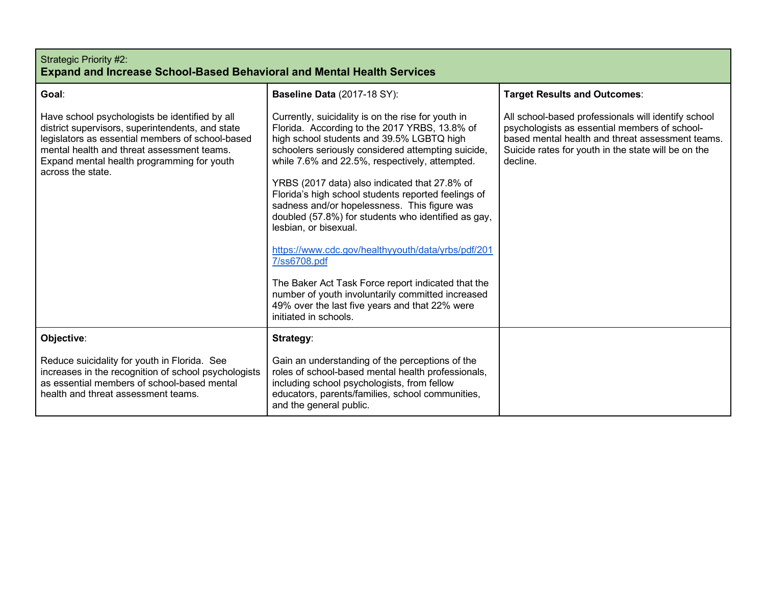| Strategic Priority #2: **Expand and Increase School-Based Behavioral and Mental Health Services** | | |
|---|---|---|
| **Goal**:<br><br>Have school psychologists be identified by all district supervisors, superintendents, and state legislators as essential members of school-based mental health and threat assessment teams. Expand mental health programming for youth across the state. | **Baseline Data** (2017-18 SY):<br><br>Currently, suicidality is on the rise for youth in Florida. According to the 2017 YRBS, 13.8% of high school students and 39.5% LGBTQ high schoolers seriously considered attempting suicide, while 7.6% and 22.5%, respectively, attempted.<br><br>YRBS (2017 data) also indicated that 27.8% of Florida's high school students reported feelings of sadness and/or hopelessness. This figure was doubled (57.8%) for students who identified as gay, lesbian, or bisexual.<br><br>https://www.cdc.gov/healthyyouth/data/yrbs/pdf/2017/ss6708.pdf<br><br>The Baker Act Task Force report indicated that the number of youth involuntarily committed increased 49% over the last five years and that 22% were initiated in schools. | **Target Results and Outcomes**:<br><br>All school-based professionals will identify school psychologists as essential members of school-based mental health and threat assessment teams. Suicide rates for youth in the state will be on the decline. |
| **Objective**:<br><br>Reduce suicidality for youth in Florida. See increases in the recognition of school psychologists as essential members of school-based mental health and threat assessment teams. | **Strategy**:<br><br>Gain an understanding of the perceptions of the roles of school-based mental health professionals, including school psychologists, from fellow educators, parents/families, school communities, and the general public. | |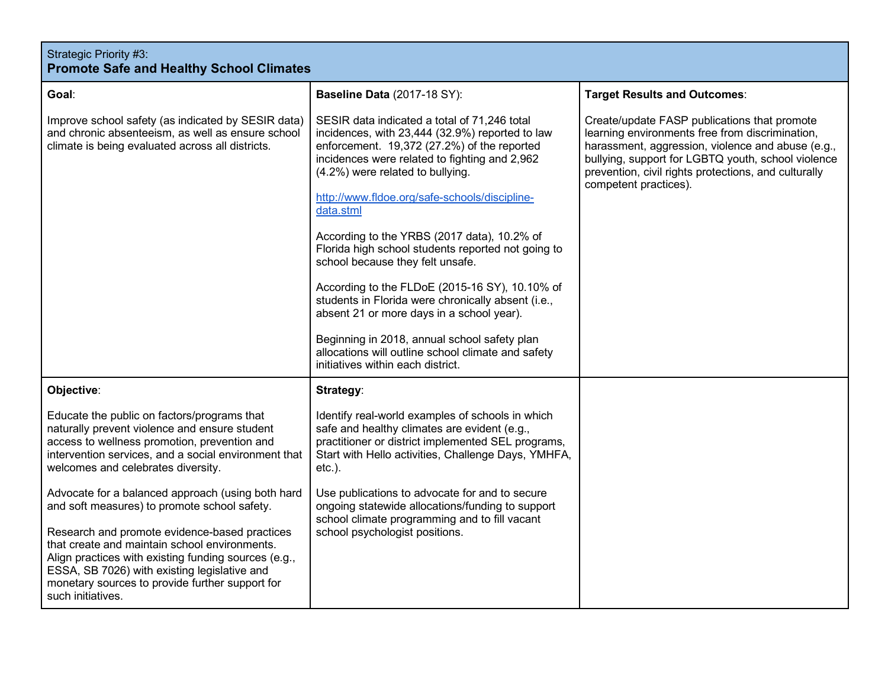| Strategic Priority #3: **Promote Safe and Healthy School Climates** | | |
|---|---|---|
| **Goal**:<br><br>Improve school safety (as indicated by SESIR data) and chronic absenteeism, as well as ensure school climate is being evaluated across all districts. | **Baseline Data** (2017-18 SY):<br><br>SESIR data indicated a total of 71,246 total incidences, with 23,444 (32.9%) reported to law enforcement. 19,372 (27.2%) of the reported incidences were related to fighting and 2,962 (4.2%) were related to bullying.<br><br>[http://www.fldoe.org/safe-schools/discipline-data.stml](http://www.fldoe.org/safe-schools/discipline-data.stml)<br><br>According to the YRBS (2017 data), 10.2% of Florida high school students reported not going to school because they felt unsafe.<br><br>According to the FLDoE (2015-16 SY), 10.10% of students in Florida were chronically absent (i.e., absent 21 or more days in a school year).<br><br>Beginning in 2018, annual school safety plan allocations will outline school climate and safety initiatives within each district. | **Target Results and Outcomes**:<br><br>Create/update FASP publications that promote learning environments free from discrimination, harassment, aggression, violence and abuse (e.g., bullying, support for LGBTQ youth, school violence prevention, civil rights protections, and culturally competent practices). |
| **Objective**:<br><br>Educate the public on factors/programs that naturally prevent violence and ensure student access to wellness promotion, prevention and intervention services, and a social environment that welcomes and celebrates diversity.<br><br>Advocate for a balanced approach (using both hard and soft measures) to promote school safety.<br><br>Research and promote evidence-based practices that create and maintain school environments. Align practices with existing funding sources (e.g., ESSA, SB 7026) with existing legislative and monetary sources to provide further support for such initiatives. | **Strategy**:<br><br>Identify real-world examples of schools in which safe and healthy climates are evident (e.g., practitioner or district implemented SEL programs, Start with Hello activities, Challenge Days, YMHFA, etc.).<br><br>Use publications to advocate for and to secure ongoing statewide allocations/funding to support school climate programming and to fill vacant school psychologist positions. | |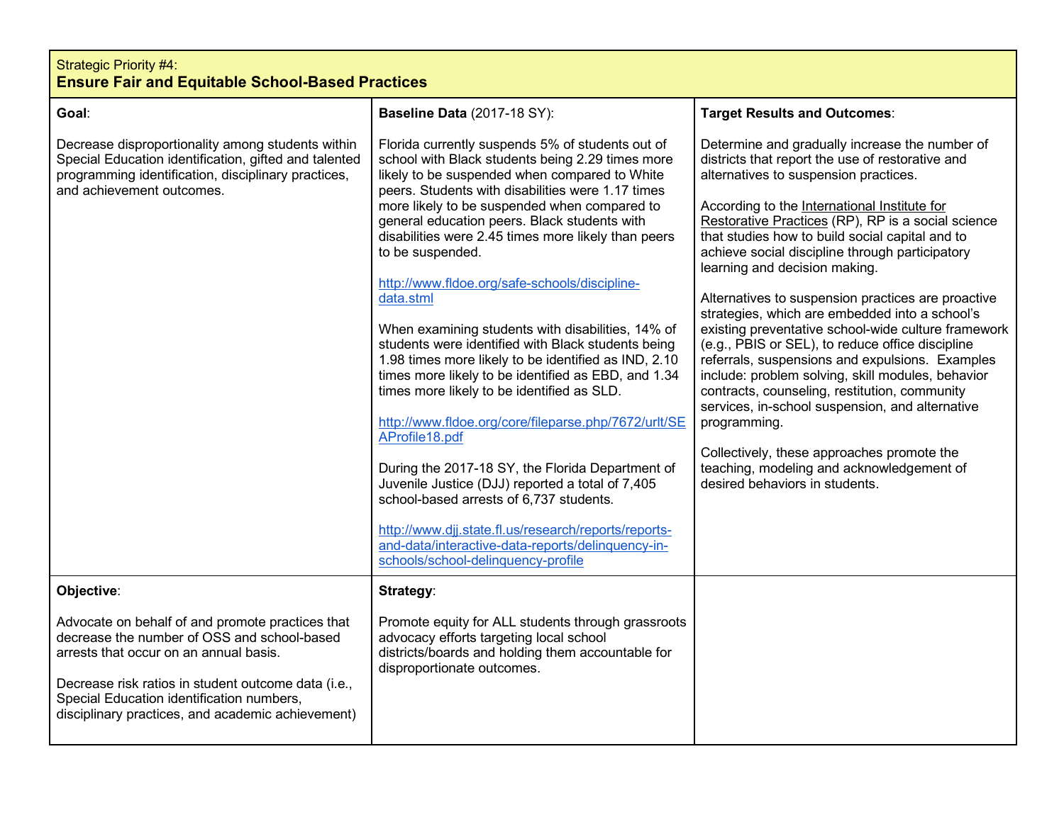## Strategic Priority #4:
## Ensure Fair and Equitable School-Based Practices

| **Goal**: | **Baseline Data** (2017-18 SY): | **Target Results and Outcomes**: |
|---|---|---|
| Decrease disproportionality among students within Special Education identification, gifted and talented programming identification, disciplinary practices, and achievement outcomes. | Florida currently suspends 5% of students out of school with Black students being 2.29 times more likely to be suspended when compared to White peers. Students with disabilities were 1.17 times more likely to be suspended when compared to general education peers. Black students with disabilities were 2.45 times more likely than peers to be suspended.<br><br>http://www.fldoe.org/safe-schools/discipline-data.stml<br><br>When examining students with disabilities, 14% of students were identified with Black students being 1.98 times more likely to be identified as IND, 2.10 times more likely to be identified as EBD, and 1.34 times more likely to be identified as SLD.<br><br>http://www.fldoe.org/core/fileparse.php/7672/urlt/SEAProfile18.pdf<br><br>During the 2017-18 SY, the Florida Department of Juvenile Justice (DJJ) reported a total of 7,405 school-based arrests of 6,737 students.<br><br>http://www.djj.state.fl.us/research/reports/reports-and-data/interactive-data-reports/delinquency-in-schools/school-delinquency-profile | Determine and gradually increase the number of districts that report the use of restorative and alternatives to suspension practices.<br><br>According to the International Institute for Restorative Practices (RP), RP is a social science that studies how to build social capital and to achieve social discipline through participatory learning and decision making.<br><br>Alternatives to suspension practices are proactive strategies, which are embedded into a school's existing preventative school-wide culture framework (e.g., PBIS or SEL), to reduce office discipline referrals, suspensions and expulsions. Examples include: problem solving, skill modules, behavior contracts, counseling, restitution, community services, in-school suspension, and alternative programming.<br><br>Collectively, these approaches promote the teaching, modeling and acknowledgement of desired behaviors in students. |
| **Objective**:<br><br>Advocate on behalf of and promote practices that decrease the number of OSS and school-based arrests that occur on an annual basis.<br><br>Decrease risk ratios in student outcome data (i.e., Special Education identification numbers, disciplinary practices, and academic achievement) | **Strategy**:<br><br>Promote equity for ALL students through grassroots advocacy efforts targeting local school districts/boards and holding them accountable for disproportionate outcomes. | |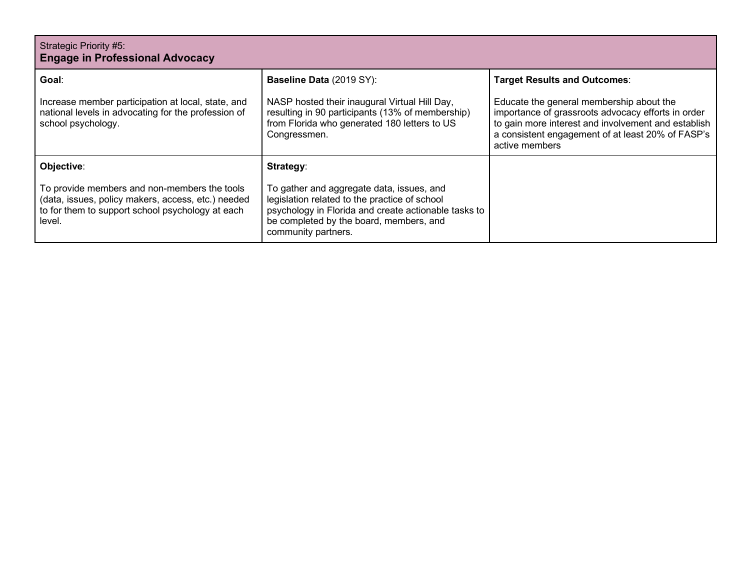| Strategic Priority #5: **Engage in Professional Advocacy** | | |
|---|---|---|
| **Goal**:<br><br>Increase member participation at local, state, and national levels in advocating for the profession of school psychology. | **Baseline Data** (2019 SY):<br><br>NASP hosted their inaugural Virtual Hill Day, resulting in 90 participants (13% of membership) from Florida who generated 180 letters to US Congressmen. | **Target Results and Outcomes**:<br><br>Educate the general membership about the importance of grassroots advocacy efforts in order to gain more interest and involvement and establish a consistent engagement of at least 20% of FASP's active members |
| **Objective**:<br><br>To provide members and non-members the tools (data, issues, policy makers, access, etc.) needed to for them to support school psychology at each level. | **Strategy**:<br><br>To gather and aggregate data, issues, and legislation related to the practice of school psychology in Florida and create actionable tasks to be completed by the board, members, and community partners. | |